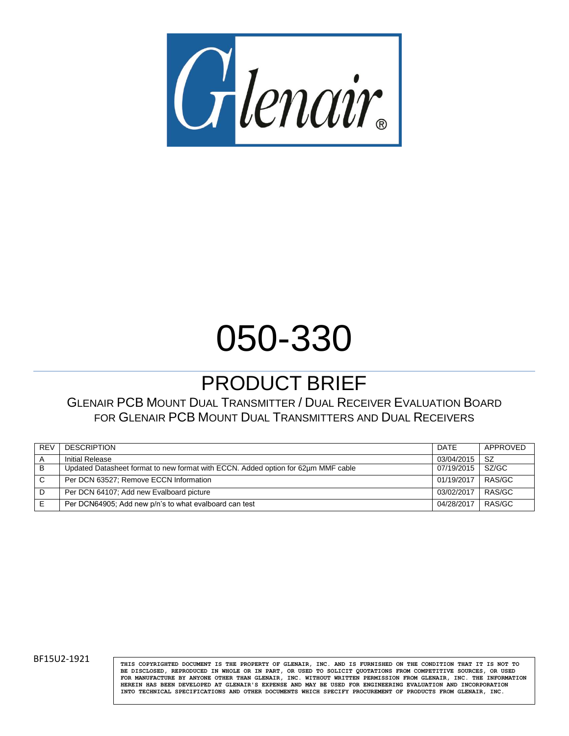Glenair®

# 050-330

## PRODUCT BRIEF

GLENAIR PCB MOUNT DUAL TRANSMITTER / DUAL RECEIVER EVALUATION BOARD FOR GLENAIR PCB MOUNT DUAL TRANSMITTERS AND DUAL RECEIVERS

| REV | DESCRIPTION | DATE | APPROVED |
|---|---|---|---|
| A | Initial Release | 03/04/2015 | SZ |
| B | Updated Datasheet format to new format with ECCN. Added option for 62µm MMF cable | 07/19/2015 | SZ/GC |
| C | Per DCN 63527; Remove ECCN Information | 01/19/2017 | RAS/GC |
| D | Per DCN 64107; Add new Evalboard picture | 03/02/2017 | RAS/GC |
| E | Per DCN64905; Add new p/n's to what evalboard can test | 04/28/2017 | RAS/GC |

BF15U2-1921

THIS COPYRIGHTED DOCUMENT IS THE PROPERTY OF GLENAIR, INC. AND IS FURNISHED ON THE CONDITION THAT IT IS NOT TO BE DISCLOSED, REPRODUCED IN WHOLE OR IN PART, OR USED TO SOLICIT QUOTATIONS FROM COMPETITIVE SOURCES, OR USED FOR MANUFACTURE BY ANYONE OTHER THAN GLENAIR, INC. WITHOUT WRITTEN PERMISSION FROM GLENAIR, INC. THE INFORMATION HEREIN HAS BEEN DEVELOPED AT GLENAIR'S EXPENSE AND MAY BE USED FOR ENGINEERING EVALUATION AND INCORPORATION INTO TECHNICAL SPECIFICATIONS AND OTHER DOCUMENTS WHICH SPECIFY PROCUREMENT OF PRODUCTS FROM GLENAIR, INC.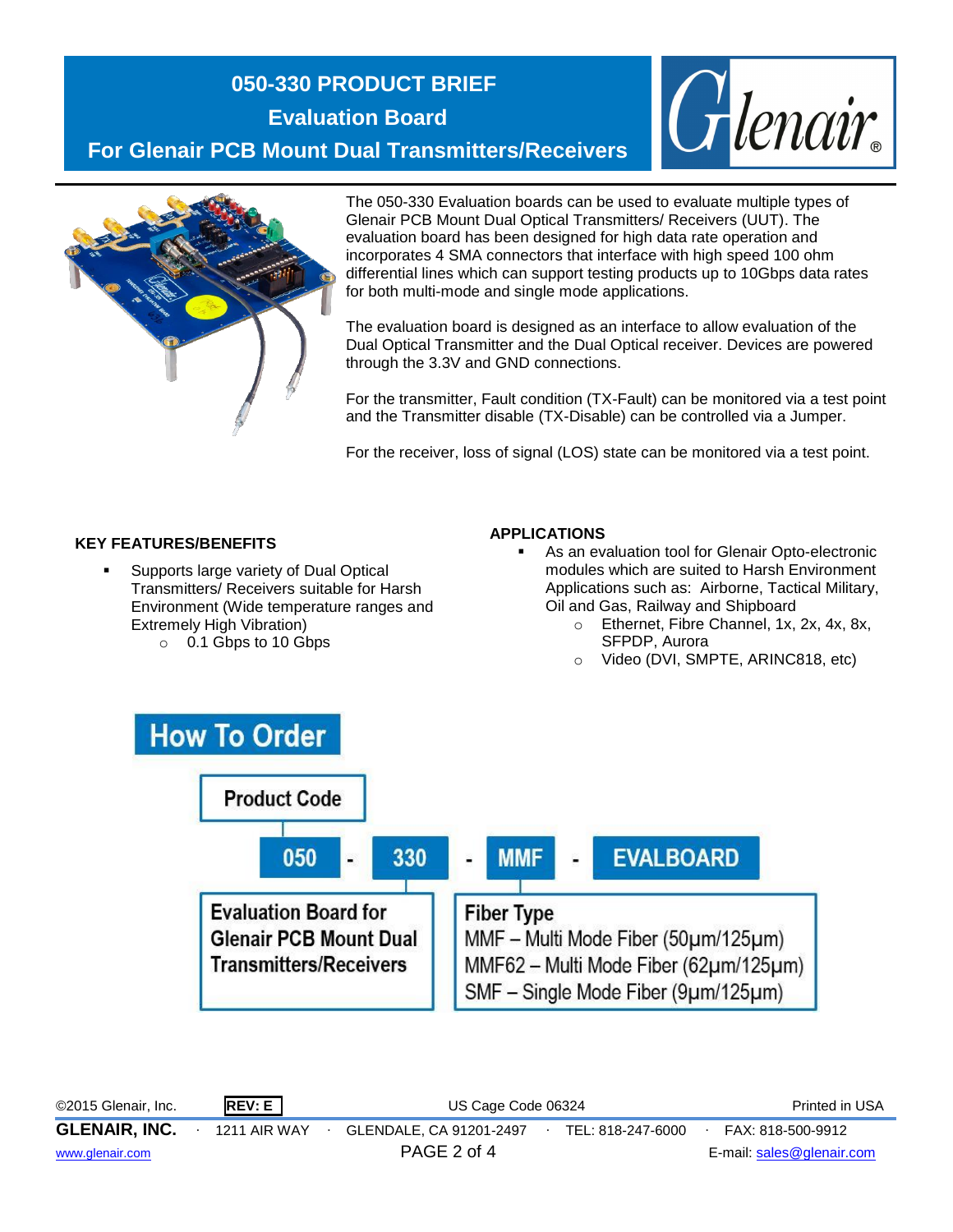# 050-330 PRODUCT BRIEF

## Evaluation Board

## For Glenair PCB Mount Dual Transmitters/Receivers

The 050-330 Evaluation boards can be used to evaluate multiple types of Glenair PCB Mount Dual Optical Transmitters/ Receivers (UUT). The evaluation board has been designed for high data rate operation and incorporates 4 SMA connectors that interface with high speed 100 ohm differential lines which can support testing products up to 10Gbps data rates for both multi-mode and single mode applications.

The evaluation board is designed as an interface to allow evaluation of the Dual Optical Transmitter and the Dual Optical receiver. Devices are powered through the 3.3V and GND connections.

For the transmitter, Fault condition (TX-Fault) can be monitored via a test point and the Transmitter disable (TX-Disable) can be controlled via a Jumper.

For the receiver, loss of signal (LOS) state can be monitored via a test point.

### KEY FEATURES/BENEFITS

- Supports large variety of Dual Optical Transmitters/ Receivers suitable for Harsh Environment (Wide temperature ranges and Extremely High Vibration)
  - 0.1 Gbps to 10 Gbps

### APPLICATIONS

- As an evaluation tool for Glenair Opto-electronic modules which are suited to Harsh Environment Applications such as: Airborne, Tactical Military, Oil and Gas, Railway and Shipboard
  - Ethernet, Fibre Channel, 1x, 2x, 4x, 8x, SFPDP, Aurora
  - Video (DVI, SMPTE, ARINC818, etc)

## How To Order

**Product Code**

050 - 330 - MMF - EVALBOARD

**Evaluation Board for Glenair PCB Mount Dual Transmitters/Receivers** (050 - 330)

**Fiber Type** (MMF)
- MMF – Multi Mode Fiber (50µm/125µm)
- MMF62 – Multi Mode Fiber (62µm/125µm)
- SMF – Single Mode Fiber (9µm/125µm)

©2015 Glenair, Inc. REV: E US Cage Code 06324 Printed in USA

GLENAIR, INC. · 1211 AIR WAY · GLENDALE, CA 91201-2497 · TEL: 818-247-6000 · FAX: 818-500-9912

www.glenair.com E-mail: sales@glenair.com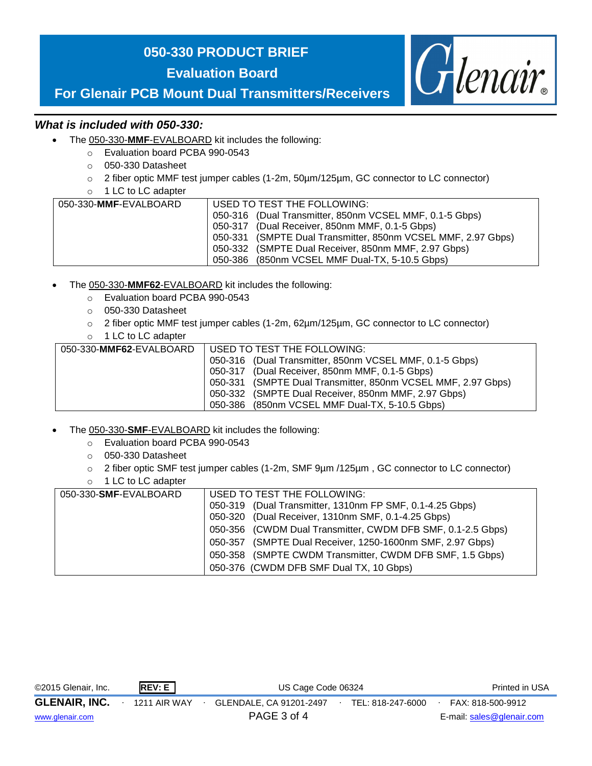# 050-330 PRODUCT BRIEF

## Evaluation Board

## For Glenair PCB Mount Dual Transmitters/Receivers

### *What is included with 050-330:*

- The 050-330-**MMF**-EVALBOARD kit includes the following:
  - Evaluation board PCBA 990-0543
  - 050-330 Datasheet
  - 2 fiber optic MMF test jumper cables (1-2m, 50µm/125µm, GC connector to LC connector)
  - 1 LC to LC adapter

| 050-330-**MMF**-EVALBOARD | USED TO TEST THE FOLLOWING:<br>050-316 (Dual Transmitter, 850nm VCSEL MMF, 0.1-5 Gbps)<br>050-317 (Dual Receiver, 850nm MMF, 0.1-5 Gbps)<br>050-331 (SMPTE Dual Transmitter, 850nm VCSEL MMF, 2.97 Gbps)<br>050-332 (SMPTE Dual Receiver, 850nm MMF, 2.97 Gbps)<br>050-386 (850nm VCSEL MMF Dual-TX, 5-10.5 Gbps) |
|---|---|

- The 050-330-**MMF62**-EVALBOARD kit includes the following:
  - Evaluation board PCBA 990-0543
  - 050-330 Datasheet
  - 2 fiber optic MMF test jumper cables (1-2m, 62µm/125µm, GC connector to LC connector)
  - 1 LC to LC adapter

| 050-330-**MMF62**-EVALBOARD | USED TO TEST THE FOLLOWING:<br>050-316 (Dual Transmitter, 850nm VCSEL MMF, 0.1-5 Gbps)<br>050-317 (Dual Receiver, 850nm MMF, 0.1-5 Gbps)<br>050-331 (SMPTE Dual Transmitter, 850nm VCSEL MMF, 2.97 Gbps)<br>050-332 (SMPTE Dual Receiver, 850nm MMF, 2.97 Gbps)<br>050-386 (850nm VCSEL MMF Dual-TX, 5-10.5 Gbps) |
|---|---|

- The 050-330-**SMF**-EVALBOARD kit includes the following:
  - Evaluation board PCBA 990-0543
  - 050-330 Datasheet
  - 2 fiber optic SMF test jumper cables (1-2m, SMF 9µm /125µm , GC connector to LC connector)
  - 1 LC to LC adapter

| 050-330-**SMF**-EVALBOARD | USED TO TEST THE FOLLOWING:<br>050-319 (Dual Transmitter, 1310nm FP SMF, 0.1-4.25 Gbps)<br>050-320 (Dual Receiver, 1310nm SMF, 0.1-4.25 Gbps)<br>050-356 (CWDM Dual Transmitter, CWDM DFB SMF, 0.1-2.5 Gbps)<br>050-357 (SMPTE Dual Receiver, 1250-1600nm SMF, 2.97 Gbps)<br>050-358 (SMPTE CWDM Transmitter, CWDM DFB SMF, 1.5 Gbps)<br>050-376 (CWDM DFB SMF Dual TX, 10 Gbps) |
|---|---|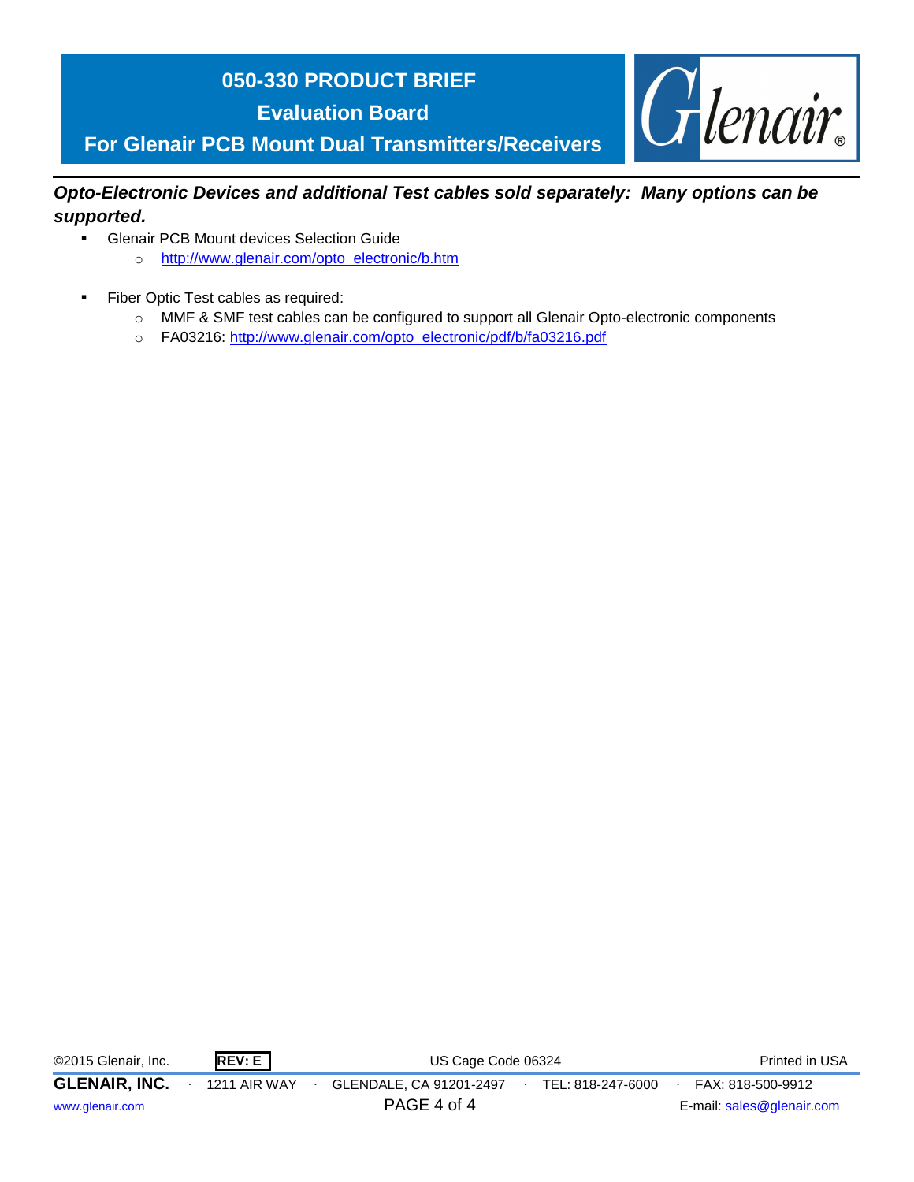***Opto-Electronic Devices and additional Test cables sold separately: Many options can be supported.***

- Glenair PCB Mount devices Selection Guide
  - http://www.glenair.com/opto_electronic/b.htm

- Fiber Optic Test cables as required:
  - MMF & SMF test cables can be configured to support all Glenair Opto-electronic components
  - FA03216: http://www.glenair.com/opto_electronic/pdf/b/fa03216.pdf